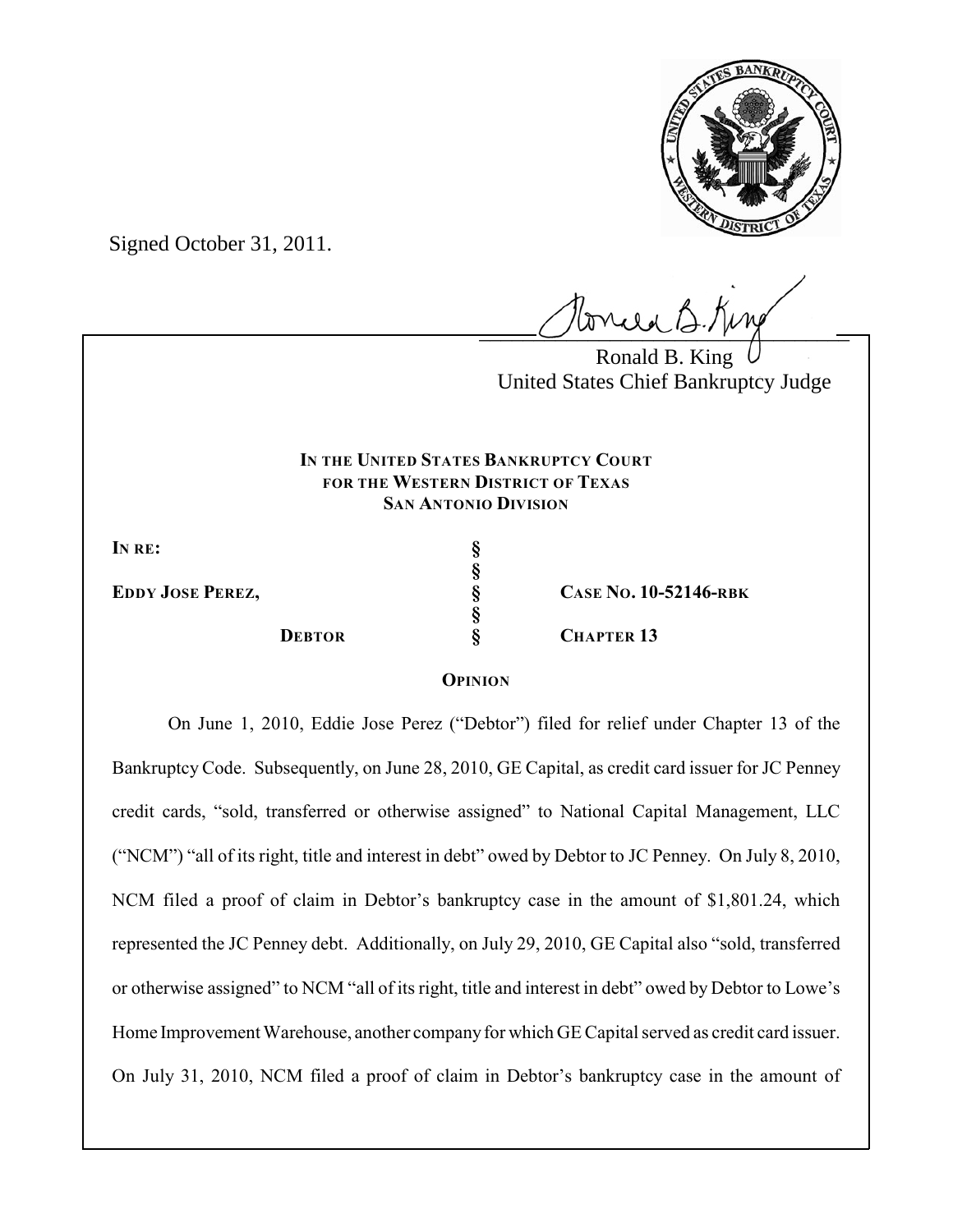Signed October 31, 2011.

Ronald B. King
United States Chief Bankruptcy Judge

**IN THE UNITED STATES BANKRUPTCY COURT**
**FOR THE WESTERN DISTRICT OF TEXAS**
**SAN ANTONIO DIVISION**

| | | |
|---|---|---|
| **IN RE:** | § | |
| | § | |
| **EDDY JOSE PEREZ,** | § | **CASE NO. 10-52146-RBK** |
| | § | |
| **DEBTOR** | § | **CHAPTER 13** |

**OPINION**

On June 1, 2010, Eddie Jose Perez ("Debtor") filed for relief under Chapter 13 of the Bankruptcy Code. Subsequently, on June 28, 2010, GE Capital, as credit card issuer for JC Penney credit cards, "sold, transferred or otherwise assigned" to National Capital Management, LLC ("NCM") "all of its right, title and interest in debt" owed by Debtor to JC Penney. On July 8, 2010, NCM filed a proof of claim in Debtor's bankruptcy case in the amount of $1,801.24, which represented the JC Penney debt. Additionally, on July 29, 2010, GE Capital also "sold, transferred or otherwise assigned" to NCM "all of its right, title and interest in debt" owed by Debtor to Lowe's Home Improvement Warehouse, another company for which GE Capital served as credit card issuer. On July 31, 2010, NCM filed a proof of claim in Debtor's bankruptcy case in the amount of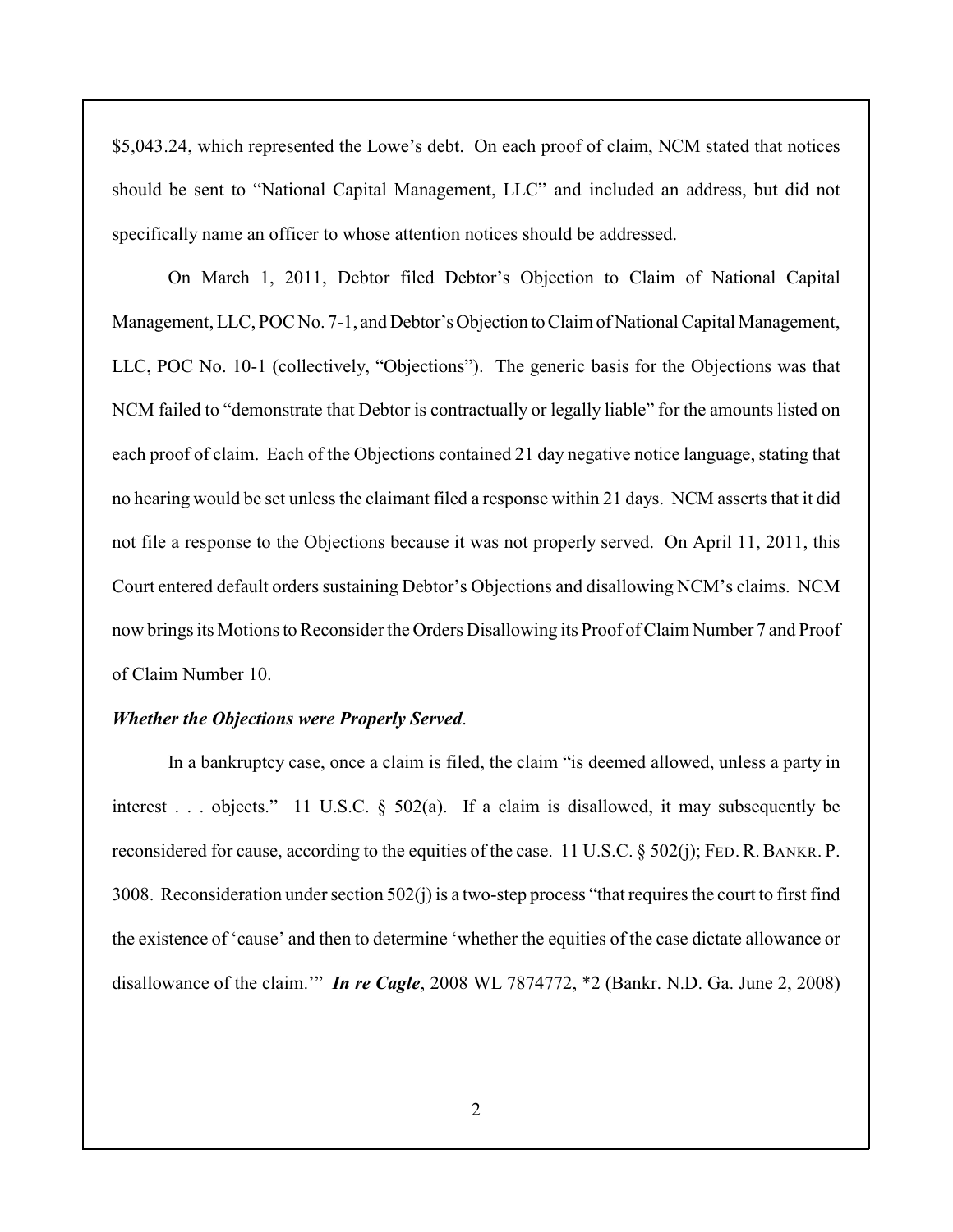$5,043.24, which represented the Lowe's debt. On each proof of claim, NCM stated that notices should be sent to "National Capital Management, LLC" and included an address, but did not specifically name an officer to whose attention notices should be addressed.

On March 1, 2011, Debtor filed Debtor's Objection to Claim of National Capital Management, LLC, POC No. 7-1, and Debtor's Objection to Claim of National Capital Management, LLC, POC No. 10-1 (collectively, "Objections"). The generic basis for the Objections was that NCM failed to "demonstrate that Debtor is contractually or legally liable" for the amounts listed on each proof of claim. Each of the Objections contained 21 day negative notice language, stating that no hearing would be set unless the claimant filed a response within 21 days. NCM asserts that it did not file a response to the Objections because it was not properly served. On April 11, 2011, this Court entered default orders sustaining Debtor's Objections and disallowing NCM's claims. NCM now brings its Motions to Reconsider the Orders Disallowing its Proof of Claim Number 7 and Proof of Claim Number 10.

***Whether the Objections were Properly Served*.**

In a bankruptcy case, once a claim is filed, the claim "is deemed allowed, unless a party in interest . . . objects." 11 U.S.C. § 502(a). If a claim is disallowed, it may subsequently be reconsidered for cause, according to the equities of the case. 11 U.S.C. § 502(j); FED. R. BANKR. P. 3008. Reconsideration under section 502(j) is a two-step process "that requires the court to first find the existence of 'cause' and then to determine 'whether the equities of the case dictate allowance or disallowance of the claim.'" ***In re Cagle***, 2008 WL 7874772, *2 (Bankr. N.D. Ga. June 2, 2008)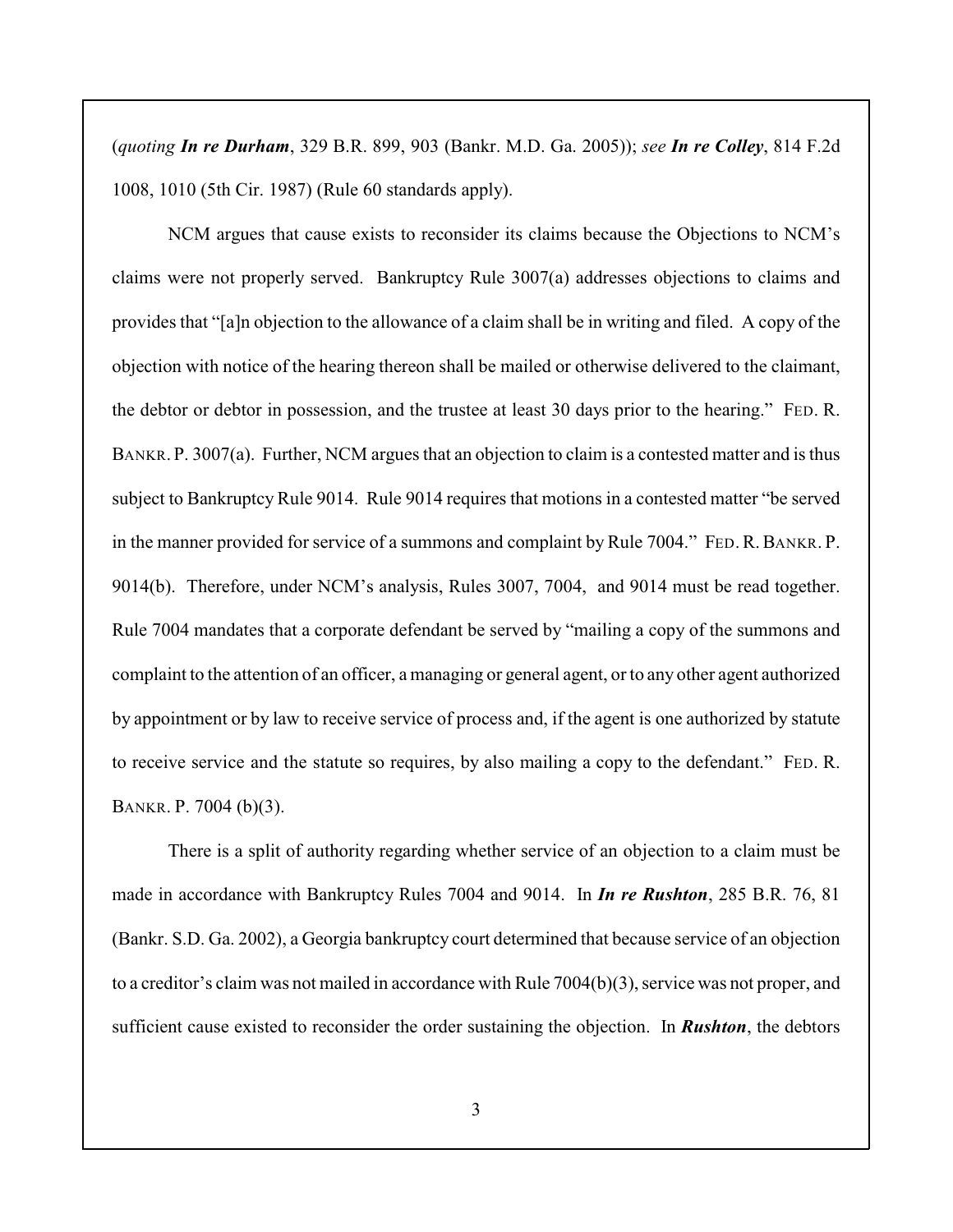(*quoting* ***In re Durham***, 329 B.R. 899, 903 (Bankr. M.D. Ga. 2005)); *see* ***In re Colley***, 814 F.2d 1008, 1010 (5th Cir. 1987) (Rule 60 standards apply).

NCM argues that cause exists to reconsider its claims because the Objections to NCM's claims were not properly served. Bankruptcy Rule 3007(a) addresses objections to claims and provides that "[a]n objection to the allowance of a claim shall be in writing and filed. A copy of the objection with notice of the hearing thereon shall be mailed or otherwise delivered to the claimant, the debtor or debtor in possession, and the trustee at least 30 days prior to the hearing." FED. R. BANKR. P. 3007(a). Further, NCM argues that an objection to claim is a contested matter and is thus subject to Bankruptcy Rule 9014. Rule 9014 requires that motions in a contested matter "be served in the manner provided for service of a summons and complaint by Rule 7004." FED. R. BANKR. P. 9014(b). Therefore, under NCM's analysis, Rules 3007, 7004, and 9014 must be read together. Rule 7004 mandates that a corporate defendant be served by "mailing a copy of the summons and complaint to the attention of an officer, a managing or general agent, or to any other agent authorized by appointment or by law to receive service of process and, if the agent is one authorized by statute to receive service and the statute so requires, by also mailing a copy to the defendant." FED. R. BANKR. P. 7004 (b)(3).

There is a split of authority regarding whether service of an objection to a claim must be made in accordance with Bankruptcy Rules 7004 and 9014. In ***In re Rushton***, 285 B.R. 76, 81 (Bankr. S.D. Ga. 2002), a Georgia bankruptcy court determined that because service of an objection to a creditor's claim was not mailed in accordance with Rule 7004(b)(3), service was not proper, and sufficient cause existed to reconsider the order sustaining the objection. In ***Rushton***, the debtors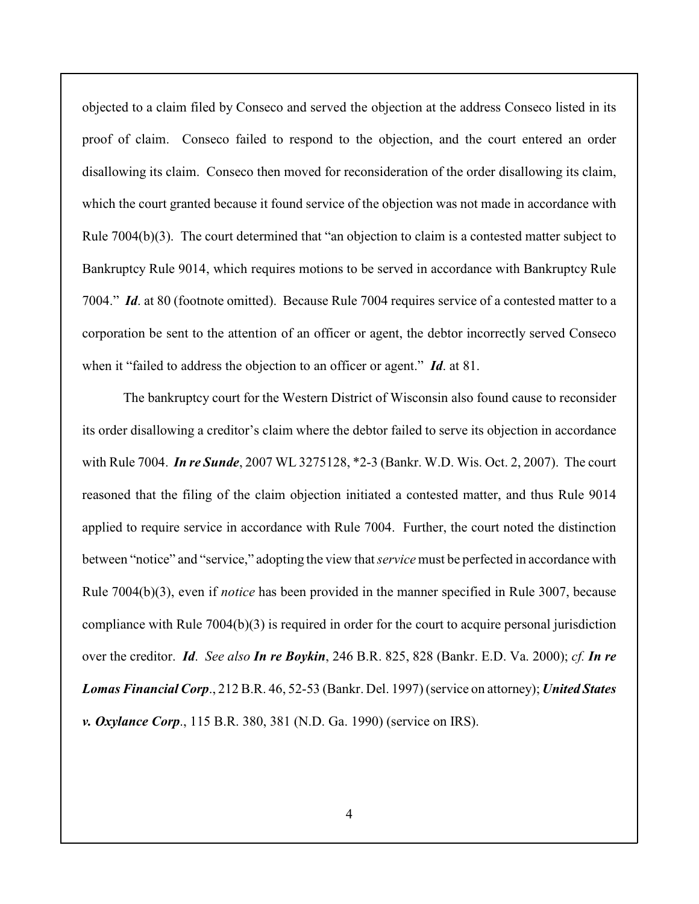objected to a claim filed by Conseco and served the objection at the address Conseco listed in its proof of claim. Conseco failed to respond to the objection, and the court entered an order disallowing its claim. Conseco then moved for reconsideration of the order disallowing its claim, which the court granted because it found service of the objection was not made in accordance with Rule 7004(b)(3). The court determined that "an objection to claim is a contested matter subject to Bankruptcy Rule 9014, which requires motions to be served in accordance with Bankruptcy Rule 7004." ***Id***. at 80 (footnote omitted). Because Rule 7004 requires service of a contested matter to a corporation be sent to the attention of an officer or agent, the debtor incorrectly served Conseco when it "failed to address the objection to an officer or agent." ***Id***. at 81.

The bankruptcy court for the Western District of Wisconsin also found cause to reconsider its order disallowing a creditor's claim where the debtor failed to serve its objection in accordance with Rule 7004. ***In re Sunde***, 2007 WL 3275128, *2-3 (Bankr. W.D. Wis. Oct. 2, 2007). The court reasoned that the filing of the claim objection initiated a contested matter, and thus Rule 9014 applied to require service in accordance with Rule 7004. Further, the court noted the distinction between "notice" and "service," adopting the view that *service* must be perfected in accordance with Rule 7004(b)(3), even if *notice* has been provided in the manner specified in Rule 3007, because compliance with Rule 7004(b)(3) is required in order for the court to acquire personal jurisdiction over the creditor. ***Id***. *See also* ***In re Boykin***, 246 B.R. 825, 828 (Bankr. E.D. Va. 2000); *cf.* ***In re Lomas Financial Corp***., 212 B.R. 46, 52-53 (Bankr. Del. 1997) (service on attorney); ***United States v. Oxylance Corp***., 115 B.R. 380, 381 (N.D. Ga. 1990) (service on IRS).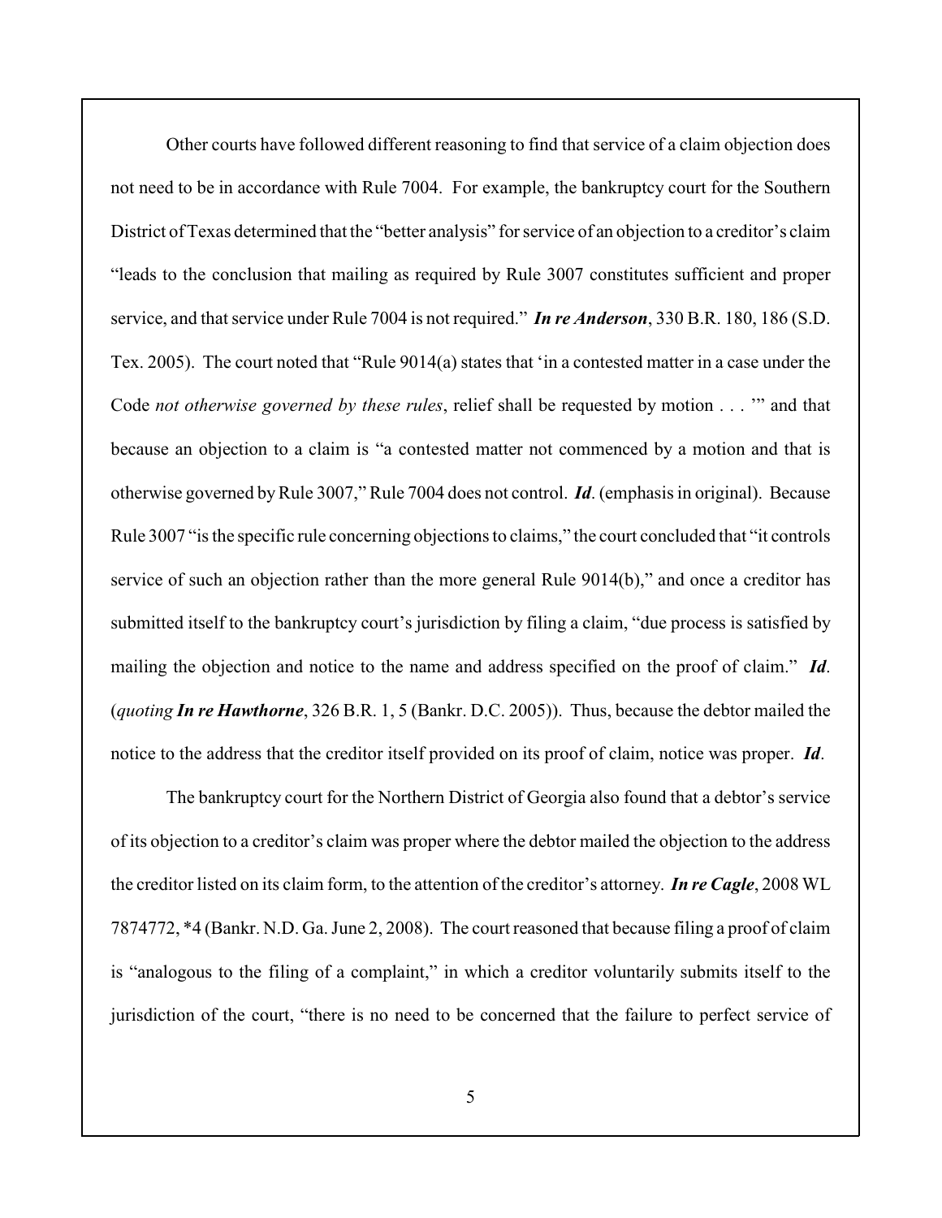Other courts have followed different reasoning to find that service of a claim objection does not need to be in accordance with Rule 7004. For example, the bankruptcy court for the Southern District of Texas determined that the "better analysis" for service of an objection to a creditor's claim "leads to the conclusion that mailing as required by Rule 3007 constitutes sufficient and proper service, and that service under Rule 7004 is not required." ***In re Anderson***, 330 B.R. 180, 186 (S.D. Tex. 2005). The court noted that "Rule 9014(a) states that 'in a contested matter in a case under the Code *not otherwise governed by these rules*, relief shall be requested by motion . . . '" and that because an objection to a claim is "a contested matter not commenced by a motion and that is otherwise governed by Rule 3007," Rule 7004 does not control. ***Id***. (emphasis in original). Because Rule 3007 "is the specific rule concerning objections to claims," the court concluded that "it controls service of such an objection rather than the more general Rule 9014(b)," and once a creditor has submitted itself to the bankruptcy court's jurisdiction by filing a claim, "due process is satisfied by mailing the objection and notice to the name and address specified on the proof of claim." ***Id***. (*quoting* ***In re Hawthorne***, 326 B.R. 1, 5 (Bankr. D.C. 2005)). Thus, because the debtor mailed the notice to the address that the creditor itself provided on its proof of claim, notice was proper. ***Id***.

The bankruptcy court for the Northern District of Georgia also found that a debtor's service of its objection to a creditor's claim was proper where the debtor mailed the objection to the address the creditor listed on its claim form, to the attention of the creditor's attorney. ***In re Cagle***, 2008 WL 7874772, *4 (Bankr. N.D. Ga. June 2, 2008). The court reasoned that because filing a proof of claim is "analogous to the filing of a complaint," in which a creditor voluntarily submits itself to the jurisdiction of the court, "there is no need to be concerned that the failure to perfect service of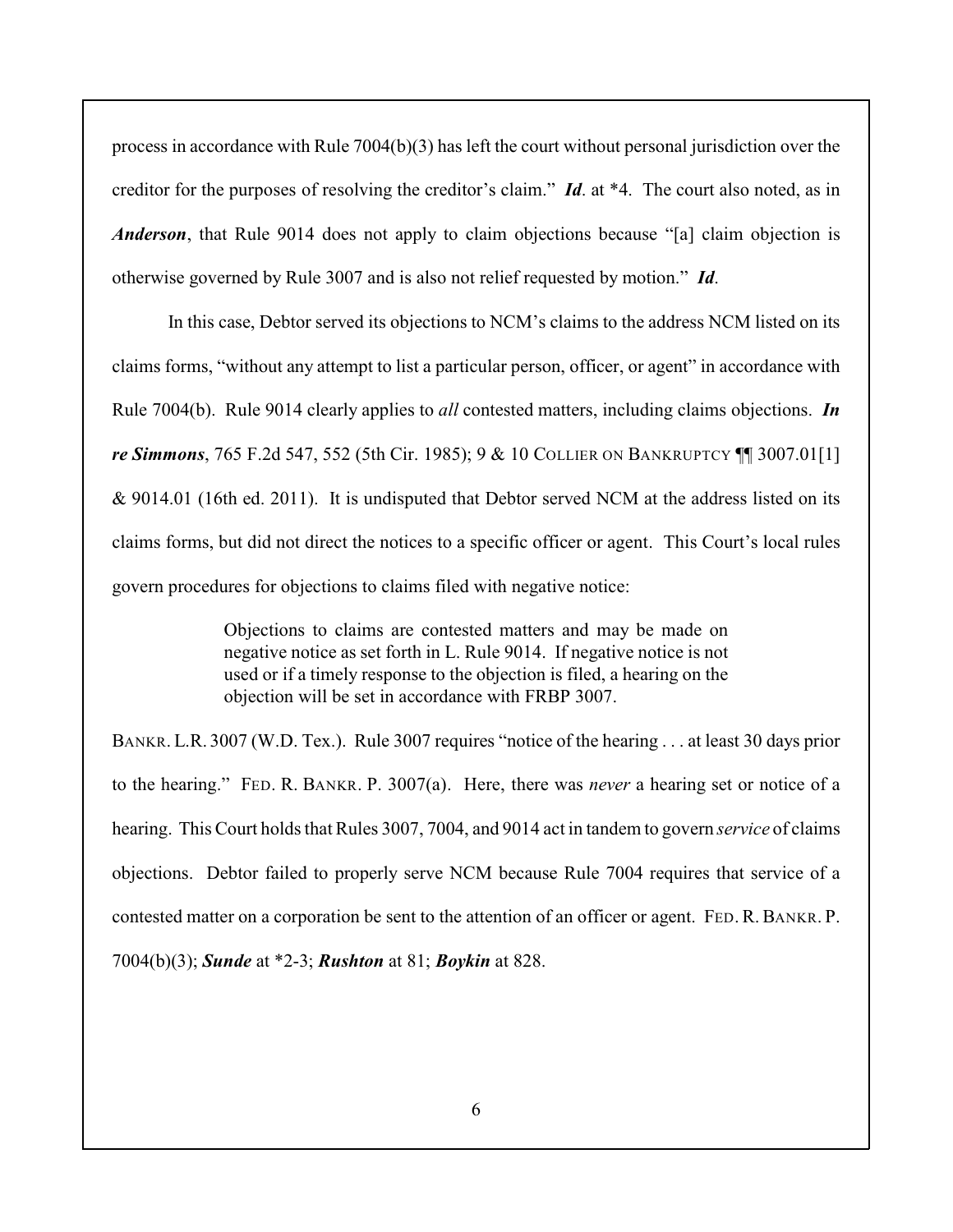process in accordance with Rule 7004(b)(3) has left the court without personal jurisdiction over the creditor for the purposes of resolving the creditor's claim." ***Id*.** at *4. The court also noted, as in ***Anderson***, that Rule 9014 does not apply to claim objections because "[a] claim objection is otherwise governed by Rule 3007 and is also not relief requested by motion." ***Id*.**

In this case, Debtor served its objections to NCM's claims to the address NCM listed on its claims forms, "without any attempt to list a particular person, officer, or agent" in accordance with Rule 7004(b). Rule 9014 clearly applies to *all* contested matters, including claims objections. ***In re Simmons***, 765 F.2d 547, 552 (5th Cir. 1985); 9 & 10 COLLIER ON BANKRUPTCY ¶¶ 3007.01[1] & 9014.01 (16th ed. 2011). It is undisputed that Debtor served NCM at the address listed on its claims forms, but did not direct the notices to a specific officer or agent. This Court's local rules govern procedures for objections to claims filed with negative notice:

> Objections to claims are contested matters and may be made on negative notice as set forth in L. Rule 9014. If negative notice is not used or if a timely response to the objection is filed, a hearing on the objection will be set in accordance with FRBP 3007.

BANKR. L.R. 3007 (W.D. Tex.). Rule 3007 requires "notice of the hearing . . . at least 30 days prior to the hearing." FED. R. BANKR. P. 3007(a). Here, there was *never* a hearing set or notice of a hearing. This Court holds that Rules 3007, 7004, and 9014 act in tandem to govern *service* of claims objections. Debtor failed to properly serve NCM because Rule 7004 requires that service of a contested matter on a corporation be sent to the attention of an officer or agent. FED. R. BANKR. P. 7004(b)(3); ***Sunde*** at *2-3; ***Rushton*** at 81; ***Boykin*** at 828.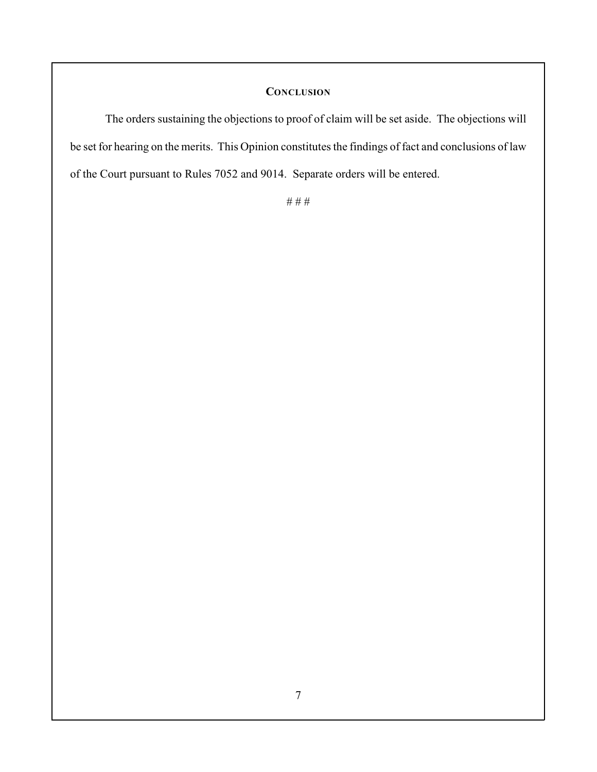## CONCLUSION

The orders sustaining the objections to proof of claim will be set aside. The objections will be set for hearing on the merits. This Opinion constitutes the findings of fact and conclusions of law of the Court pursuant to Rules 7052 and 9014. Separate orders will be entered.

# # #